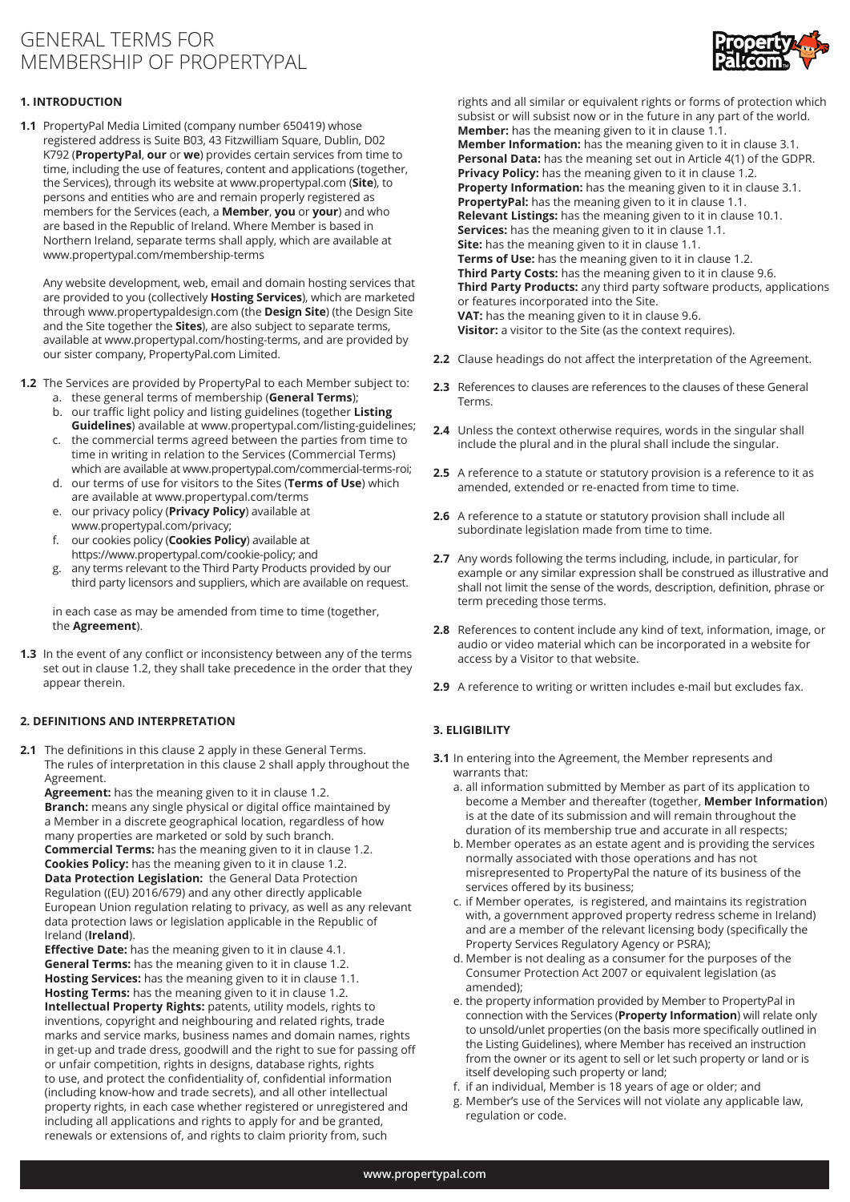# GENERAL TERMS FOR MEMBERSHIP OF PROPERTYPAL

## 1. INTRODUCTION

**1.1** PropertyPal Media Limited (company number 650419) whose registered address is Suite B03, 43 Fitzwilliam Square, Dublin, D02 K792 (**PropertyPal**, **our** or **we**) provides certain services from time to time, including the use of features, content and applications (together, the Services), through its website at www.propertypal.com (**Site**), to persons and entities who are and remain properly registered as members for the Services (each, a **Member**, **you** or **your**) and who are based in the Republic of Ireland. Where Member is based in Northern Ireland, separate terms shall apply, which are available at www.propertypal.com/membership-terms

Any website development, web, email and domain hosting services that are provided to you (collectively **Hosting Services**), which are marketed through www.propertypaldesign.com (the **Design Site**) (the Design Site and the Site together the **Sites**), are also subject to separate terms, available at www.propertypal.com/hosting-terms, and are provided by our sister company, PropertyPal.com Limited.

**1.2** The Services are provided by PropertyPal to each Member subject to:

a. these general terms of membership (**General Terms**);
b. our traffic light policy and listing guidelines (together **Listing Guidelines**) available at www.propertypal.com/listing-guidelines;
c. the commercial terms agreed between the parties from time to time in writing in relation to the Services (Commercial Terms) which are available at www.propertypal.com/commercial-terms-roi;
d. our terms of use for visitors to the Sites (**Terms of Use**) which are available at www.propertypal.com/terms
e. our privacy policy (**Privacy Policy**) available at www.propertypal.com/privacy;
f. our cookies policy (**Cookies Policy**) available at https://www.propertypal.com/cookie-policy; and
g. any terms relevant to the Third Party Products provided by our third party licensors and suppliers, which are available on request.

in each case as may be amended from time to time (together, the **Agreement**).

**1.3** In the event of any conflict or inconsistency between any of the terms set out in clause 1.2, they shall take precedence in the order that they appear therein.

## 2. DEFINITIONS AND INTERPRETATION

**2.1** The definitions in this clause 2 apply in these General Terms. The rules of interpretation in this clause 2 shall apply throughout the Agreement.

**Agreement:** has the meaning given to it in clause 1.2.
**Branch:** means any single physical or digital office maintained by a Member in a discrete geographical location, regardless of how many properties are marketed or sold by such branch.
**Commercial Terms:** has the meaning given to it in clause 1.2.
**Cookies Policy:** has the meaning given to it in clause 1.2.
**Data Protection Legislation:** the General Data Protection Regulation ((EU) 2016/679) and any other directly applicable European Union regulation relating to privacy, as well as any relevant data protection laws or legislation applicable in the Republic of Ireland (**Ireland**).
**Effective Date:** has the meaning given to it in clause 4.1.
**General Terms:** has the meaning given to it in clause 1.2.
**Hosting Services:** has the meaning given to it in clause 1.1.
**Hosting Terms:** has the meaning given to it in clause 1.2.
**Intellectual Property Rights:** patents, utility models, rights to inventions, copyright and neighbouring and related rights, trade marks and service marks, business names and domain names, rights in get-up and trade dress, goodwill and the right to sue for passing off or unfair competition, rights in designs, database rights, rights to use, and protect the confidentiality of, confidential information (including know-how and trade secrets), and all other intellectual property rights, in each case whether registered or unregistered and including all applications and rights to apply for and be granted, renewals or extensions of, and rights to claim priority from, such rights and all similar or equivalent rights or forms of protection which subsist or will subsist now or in the future in any part of the world.
**Member:** has the meaning given to it in clause 1.1.
**Member Information:** has the meaning given to it in clause 3.1.
**Personal Data:** has the meaning set out in Article 4(1) of the GDPR.
**Privacy Policy:** has the meaning given to it in clause 1.2.
**Property Information:** has the meaning given to it in clause 3.1.
**PropertyPal:** has the meaning given to it in clause 1.1.
**Relevant Listings:** has the meaning given to it in clause 10.1.
**Services:** has the meaning given to it in clause 1.1.
**Site:** has the meaning given to it in clause 1.1.
**Terms of Use:** has the meaning given to it in clause 1.2.
**Third Party Costs:** has the meaning given to it in clause 9.6.
**Third Party Products:** any third party software products, applications or features incorporated into the Site.
**VAT:** has the meaning given to it in clause 9.6.
**Visitor:** a visitor to the Site (as the context requires).

**2.2** Clause headings do not affect the interpretation of the Agreement.

**2.3** References to clauses are references to the clauses of these General Terms.

**2.4** Unless the context otherwise requires, words in the singular shall include the plural and in the plural shall include the singular.

**2.5** A reference to a statute or statutory provision is a reference to it as amended, extended or re-enacted from time to time.

**2.6** A reference to a statute or statutory provision shall include all subordinate legislation made from time to time.

**2.7** Any words following the terms including, include, in particular, for example or any similar expression shall be construed as illustrative and shall not limit the sense of the words, description, definition, phrase or term preceding those terms.

**2.8** References to content include any kind of text, information, image, or audio or video material which can be incorporated in a website for access by a Visitor to that website.

**2.9** A reference to writing or written includes e-mail but excludes fax.

## 3. ELIGIBILITY

**3.1** In entering into the Agreement, the Member represents and warrants that:

a. all information submitted by Member as part of its application to become a Member and thereafter (together, **Member Information**) is at the date of its submission and will remain throughout the duration of its membership true and accurate in all respects;
b. Member operates as an estate agent and is providing the services normally associated with those operations and has not misrepresented to PropertyPal the nature of its business of the services offered by its business;
c. if Member operates, is registered, and maintains its registration with, a government approved property redress scheme in Ireland) and are a member of the relevant licensing body (specifically the Property Services Regulatory Agency or PSRA);
d. Member is not dealing as a consumer for the purposes of the Consumer Protection Act 2007 or equivalent legislation (as amended);
e. the property information provided by Member to PropertyPal in connection with the Services (**Property Information**) will relate only to unsold/unlet properties (on the basis more specifically outlined in the Listing Guidelines), where Member has received an instruction from the owner or its agent to sell or let such property or land or is itself developing such property or land;
f. if an individual, Member is 18 years of age or older; and
g. Member's use of the Services will not violate any applicable law, regulation or code.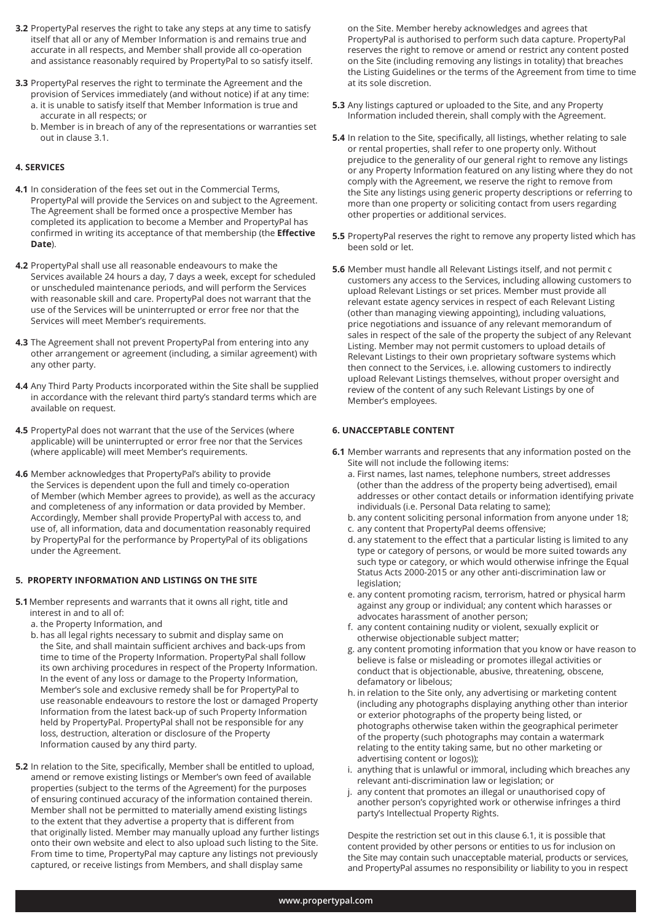**3.2** PropertyPal reserves the right to take any steps at any time to satisfy itself that all or any of Member Information is and remains true and accurate in all respects, and Member shall provide all co-operation and assistance reasonably required by PropertyPal to so satisfy itself.

**3.3** PropertyPal reserves the right to terminate the Agreement and the provision of Services immediately (and without notice) if at any time:

a. it is unable to satisfy itself that Member Information is true and accurate in all respects; or

b. Member is in breach of any of the representations or warranties set out in clause 3.1.

**4. SERVICES**

**4.1** In consideration of the fees set out in the Commercial Terms, PropertyPal will provide the Services on and subject to the Agreement. The Agreement shall be formed once a prospective Member has completed its application to become a Member and PropertyPal has confirmed in writing its acceptance of that membership (the **Effective Date**).

**4.2** PropertyPal shall use all reasonable endeavours to make the Services available 24 hours a day, 7 days a week, except for scheduled or unscheduled maintenance periods, and will perform the Services with reasonable skill and care. PropertyPal does not warrant that the use of the Services will be uninterrupted or error free nor that the Services will meet Member's requirements.

**4.3** The Agreement shall not prevent PropertyPal from entering into any other arrangement or agreement (including, a similar agreement) with any other party.

**4.4** Any Third Party Products incorporated within the Site shall be supplied in accordance with the relevant third party's standard terms which are available on request.

**4.5** PropertyPal does not warrant that the use of the Services (where applicable) will be uninterrupted or error free nor that the Services (where applicable) will meet Member's requirements.

**4.6** Member acknowledges that PropertyPal's ability to provide the Services is dependent upon the full and timely co-operation of Member (which Member agrees to provide), as well as the accuracy and completeness of any information or data provided by Member. Accordingly, Member shall provide PropertyPal with access to, and use of, all information, data and documentation reasonably required by PropertyPal for the performance by PropertyPal of its obligations under the Agreement.

**5. PROPERTY INFORMATION AND LISTINGS ON THE SITE**

**5.1** Member represents and warrants that it owns all right, title and interest in and to all of:

a. the Property Information, and

b. has all legal rights necessary to submit and display same on the Site, and shall maintain sufficient archives and back-ups from time to time of the Property Information. PropertyPal shall follow its own archiving procedures in respect of the Property Information. In the event of any loss or damage to the Property Information, Member's sole and exclusive remedy shall be for PropertyPal to use reasonable endeavours to restore the lost or damaged Property Information from the latest back-up of such Property Information held by PropertyPal. PropertyPal shall not be responsible for any loss, destruction, alteration or disclosure of the Property Information caused by any third party.

**5.2** In relation to the Site, specifically, Member shall be entitled to upload, amend or remove existing listings or Member's own feed of available properties (subject to the terms of the Agreement) for the purposes of ensuring continued accuracy of the information contained therein. Member shall not be permitted to materially amend existing listings to the extent that they advertise a property that is different from that originally listed. Member may manually upload any further listings onto their own website and elect to also upload such listing to the Site. From time to time, PropertyPal may capture any listings not previously captured, or receive listings from Members, and shall display same on the Site. Member hereby acknowledges and agrees that PropertyPal is authorised to perform such data capture. PropertyPal reserves the right to remove or amend or restrict any content posted on the Site (including removing any listings in totality) that breaches the Listing Guidelines or the terms of the Agreement from time to time at its sole discretion.

**5.3** Any listings captured or uploaded to the Site, and any Property Information included therein, shall comply with the Agreement.

**5.4** In relation to the Site, specifically, all listings, whether relating to sale or rental properties, shall refer to one property only. Without prejudice to the generality of our general right to remove any listings or any Property Information featured on any listing where they do not comply with the Agreement, we reserve the right to remove from the Site any listings using generic property descriptions or referring to more than one property or soliciting contact from users regarding other properties or additional services.

**5.5** PropertyPal reserves the right to remove any property listed which has been sold or let.

**5.6** Member must handle all Relevant Listings itself, and not permit c customers any access to the Services, including allowing customers to upload Relevant Listings or set prices. Member must provide all relevant estate agency services in respect of each Relevant Listing (other than managing viewing appointing), including valuations, price negotiations and issuance of any relevant memorandum of sales in respect of the sale of the property the subject of any Relevant Listing. Member may not permit customers to upload details of Relevant Listings to their own proprietary software systems which then connect to the Services, i.e. allowing customers to indirectly upload Relevant Listings themselves, without proper oversight and review of the content of any such Relevant Listings by one of Member's employees.

**6. UNACCEPTABLE CONTENT**

**6.1** Member warrants and represents that any information posted on the Site will not include the following items:

a. First names, last names, telephone numbers, street addresses (other than the address of the property being advertised), email addresses or other contact details or information identifying private individuals (i.e. Personal Data relating to same);

b. any content soliciting personal information from anyone under 18;

c. any content that PropertyPal deems offensive;

d. any statement to the effect that a particular listing is limited to any type or category of persons, or would be more suited towards any such type or category, or which would otherwise infringe the Equal Status Acts 2000-2015 or any other anti-discrimination law or legislation;

e. any content promoting racism, terrorism, hatred or physical harm against any group or individual; any content which harasses or advocates harassment of another person;

f. any content containing nudity or violent, sexually explicit or otherwise objectionable subject matter;

g. any content promoting information that you know or have reason to believe is false or misleading or promotes illegal activities or conduct that is objectionable, abusive, threatening, obscene, defamatory or libelous;

h. in relation to the Site only, any advertising or marketing content (including any photographs displaying anything other than interior or exterior photographs of the property being listed, or photographs otherwise taken within the geographical perimeter of the property (such photographs may contain a watermark relating to the entity taking same, but no other marketing or advertising content or logos));

i. anything that is unlawful or immoral, including which breaches any relevant anti-discrimination law or legislation; or

j. any content that promotes an illegal or unauthorised copy of another person's copyrighted work or otherwise infringes a third party's Intellectual Property Rights.

Despite the restriction set out in this clause 6.1, it is possible that content provided by other persons or entities to us for inclusion on the Site may contain such unacceptable material, products or services, and PropertyPal assumes no responsibility or liability to you in respect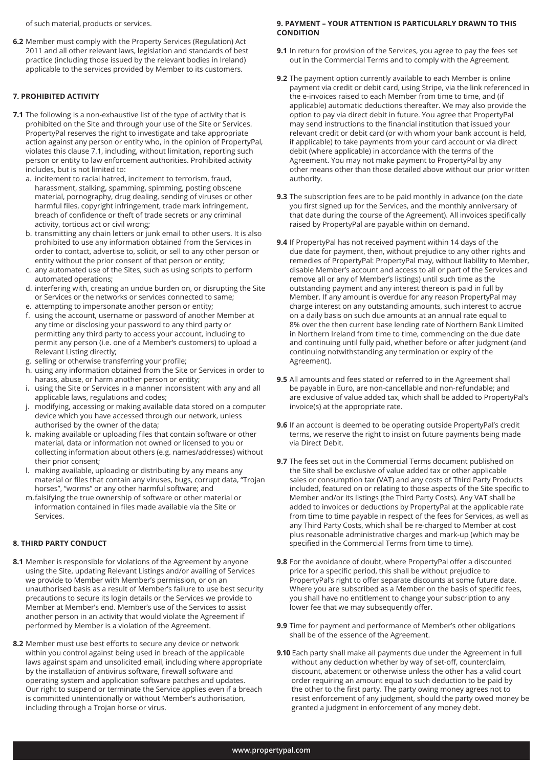of such material, products or services.

**6.2** Member must comply with the Property Services (Regulation) Act 2011 and all other relevant laws, legislation and standards of best practice (including those issued by the relevant bodies in Ireland) applicable to the services provided by Member to its customers.

## 7. PROHIBITED ACTIVITY

**7.1** The following is a non-exhaustive list of the type of activity that is prohibited on the Site and through your use of the Site or Services. PropertyPal reserves the right to investigate and take appropriate action against any person or entity who, in the opinion of PropertyPal, violates this clause 7.1, including, without limitation, reporting such person or entity to law enforcement authorities. Prohibited activity includes, but is not limited to:

a. incitement to racial hatred, incitement to terrorism, fraud, harassment, stalking, spamming, spimming, posting obscene material, pornography, drug dealing, sending of viruses or other harmful files, copyright infringement, trade mark infringement, breach of confidence or theft of trade secrets or any criminal activity, tortious act or civil wrong;
b. transmitting any chain letters or junk email to other users. It is also prohibited to use any information obtained from the Services in order to contact, advertise to, solicit, or sell to any other person or entity without the prior consent of that person or entity;
c. any automated use of the Sites, such as using scripts to perform automated operations;
d. interfering with, creating an undue burden on, or disrupting the Site or Services or the networks or services connected to same;
e. attempting to impersonate another person or entity;
f. using the account, username or password of another Member at any time or disclosing your password to any third party or permitting any third party to access your account, including to permit any person (i.e. one of a Member's customers) to upload a Relevant Listing directly;
g. selling or otherwise transferring your profile;
h. using any information obtained from the Site or Services in order to harass, abuse, or harm another person or entity;
i. using the Site or Services in a manner inconsistent with any and all applicable laws, regulations and codes;
j. modifying, accessing or making available data stored on a computer device which you have accessed through our network, unless authorised by the owner of the data;
k. making available or uploading files that contain software or other material, data or information not owned or licensed to you or collecting information about others (e.g. names/addresses) without their prior consent;
l. making available, uploading or distributing by any means any material or files that contain any viruses, bugs, corrupt data, "Trojan horses", "worms" or any other harmful software; and
m. falsifying the true ownership of software or other material or information contained in files made available via the Site or Services.

## 8. THIRD PARTY CONDUCT

**8.1** Member is responsible for violations of the Agreement by anyone using the Site, updating Relevant Listings and/or availing of Services we provide to Member with Member's permission, or on an unauthorised basis as a result of Member's failure to use best security precautions to secure its login details or the Services we provide to Member at Member's end. Member's use of the Services to assist another person in an activity that would violate the Agreement if performed by Member is a violation of the Agreement.

**8.2** Member must use best efforts to secure any device or network within you control against being used in breach of the applicable laws against spam and unsolicited email, including where appropriate by the installation of antivirus software, firewall software and operating system and application software patches and updates. Our right to suspend or terminate the Service applies even if a breach is committed unintentionally or without Member's authorisation, including through a Trojan horse or virus.

## 9. PAYMENT – YOUR ATTENTION IS PARTICULARLY DRAWN TO THIS CONDITION

**9.1** In return for provision of the Services, you agree to pay the fees set out in the Commercial Terms and to comply with the Agreement.

**9.2** The payment option currently available to each Member is online payment via credit or debit card, using Stripe, via the link referenced in the e-invoices raised to each Member from time to time, and (if applicable) automatic deductions thereafter. We may also provide the option to pay via direct debit in future. You agree that PropertyPal may send instructions to the financial institution that issued your relevant credit or debit card (or with whom your bank account is held, if applicable) to take payments from your card account or via direct debit (where applicable) in accordance with the terms of the Agreement. You may not make payment to PropertyPal by any other means other than those detailed above without our prior written authority.

**9.3** The subscription fees are to be paid monthly in advance (on the date you first signed up for the Services, and the monthly anniversary of that date during the course of the Agreement). All invoices specifically raised by PropertyPal are payable within on demand.

**9.4** If PropertyPal has not received payment within 14 days of the due date for payment, then, without prejudice to any other rights and remedies of PropertyPal: PropertyPal may, without liability to Member, disable Member's account and access to all or part of the Services and remove all or any of Member's listings) until such time as the outstanding payment and any interest thereon is paid in full by Member. If any amount is overdue for any reason PropertyPal may charge interest on any outstanding amounts, such interest to accrue on a daily basis on such due amounts at an annual rate equal to 8% over the then current base lending rate of Northern Bank Limited in Northern Ireland from time to time, commencing on the due date and continuing until fully paid, whether before or after judgment (and continuing notwithstanding any termination or expiry of the Agreement).

**9.5** All amounts and fees stated or referred to in the Agreement shall be payable in Euro, are non-cancellable and non-refundable; and are exclusive of value added tax, which shall be added to PropertyPal's invoice(s) at the appropriate rate.

**9.6** If an account is deemed to be operating outside PropertyPal's credit terms, we reserve the right to insist on future payments being made via Direct Debit.

**9.7** The fees set out in the Commercial Terms document published on the Site shall be exclusive of value added tax or other applicable sales or consumption tax (VAT) and any costs of Third Party Products included, featured on or relating to those aspects of the Site specific to Member and/or its listings (the Third Party Costs). Any VAT shall be added to invoices or deductions by PropertyPal at the applicable rate from time to time payable in respect of the fees for Services, as well as any Third Party Costs, which shall be re-charged to Member at cost plus reasonable administrative charges and mark-up (which may be specified in the Commercial Terms from time to time).

**9.8** For the avoidance of doubt, where PropertyPal offer a discounted price for a specific period, this shall be without prejudice to PropertyPal's right to offer separate discounts at some future date. Where you are subscribed as a Member on the basis of specific fees, you shall have no entitlement to change your subscription to any lower fee that we may subsequently offer.

**9.9** Time for payment and performance of Member's other obligations shall be of the essence of the Agreement.

**9.10** Each party shall make all payments due under the Agreement in full without any deduction whether by way of set-off, counterclaim, discount, abatement or otherwise unless the other has a valid court order requiring an amount equal to such deduction to be paid by the other to the first party. The party owing money agrees not to resist enforcement of any judgment, should the party owed money be granted a judgment in enforcement of any money debt.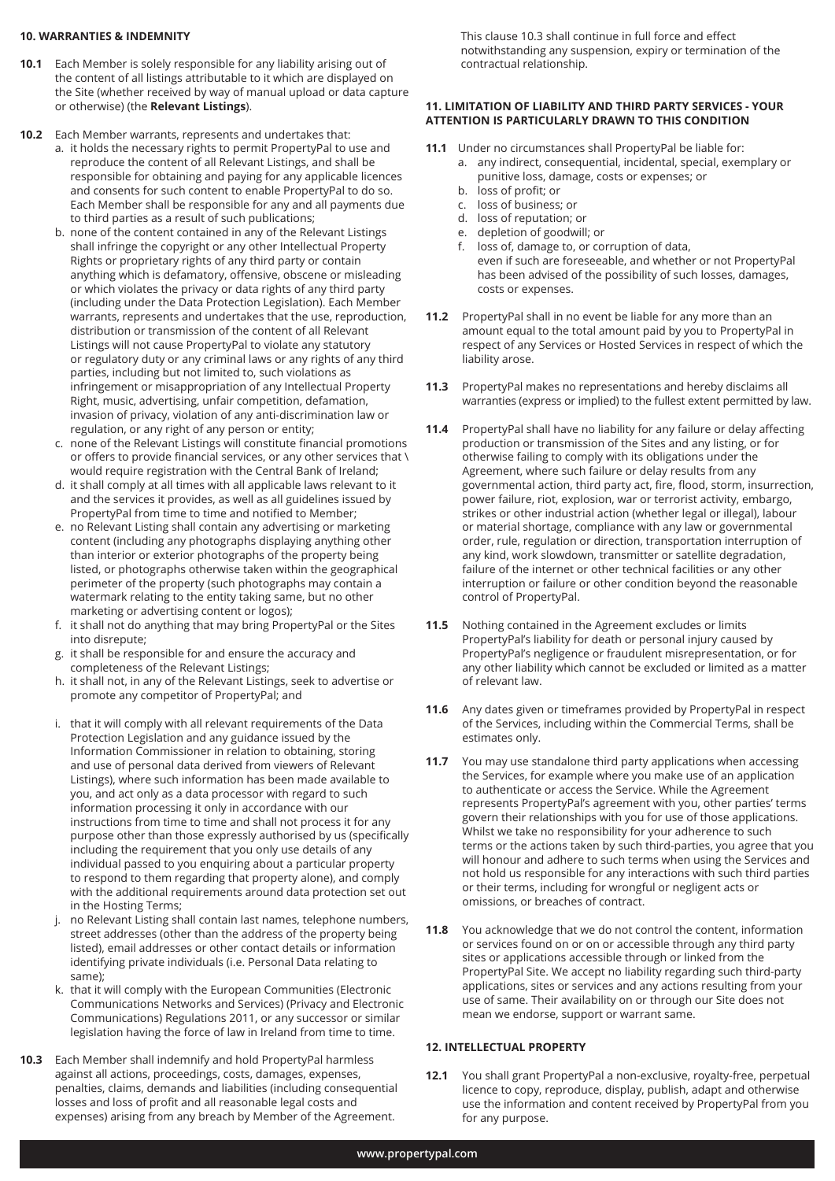**10. WARRANTIES & INDEMNITY**

**10.1** Each Member is solely responsible for any liability arising out of the content of all listings attributable to it which are displayed on the Site (whether received by way of manual upload or data capture or otherwise) (the **Relevant Listings**).

**10.2** Each Member warrants, represents and undertakes that:

a. it holds the necessary rights to permit PropertyPal to use and reproduce the content of all Relevant Listings, and shall be responsible for obtaining and paying for any applicable licences and consents for such content to enable PropertyPal to do so. Each Member shall be responsible for any and all payments due to third parties as a result of such publications;

b. none of the content contained in any of the Relevant Listings shall infringe the copyright or any other Intellectual Property Rights or proprietary rights of any third party or contain anything which is defamatory, offensive, obscene or misleading or which violates the privacy or data rights of any third party (including under the Data Protection Legislation). Each Member warrants, represents and undertakes that the use, reproduction, distribution or transmission of the content of all Relevant Listings will not cause PropertyPal to violate any statutory or regulatory duty or any criminal laws or any rights of any third parties, including but not limited to, such violations as infringement or misappropriation of any Intellectual Property Right, music, advertising, unfair competition, defamation, invasion of privacy, violation of any anti-discrimination law or regulation, or any right of any person or entity;

c. none of the Relevant Listings will constitute financial promotions or offers to provide financial services, or any other services that \ would require registration with the Central Bank of Ireland;

d. it shall comply at all times with all applicable laws relevant to it and the services it provides, as well as all guidelines issued by PropertyPal from time to time and notified to Member;

e. no Relevant Listing shall contain any advertising or marketing content (including any photographs displaying anything other than interior or exterior photographs of the property being listed, or photographs otherwise taken within the geographical perimeter of the property (such photographs may contain a watermark relating to the entity taking same, but no other marketing or advertising content or logos);

f. it shall not do anything that may bring PropertyPal or the Sites into disrepute;

g. it shall be responsible for and ensure the accuracy and completeness of the Relevant Listings;

h. it shall not, in any of the Relevant Listings, seek to advertise or promote any competitor of PropertyPal; and

i. that it will comply with all relevant requirements of the Data Protection Legislation and any guidance issued by the Information Commissioner in relation to obtaining, storing and use of personal data derived from viewers of Relevant Listings), where such information has been made available to you, and act only as a data processor with regard to such information processing it only in accordance with our instructions from time to time and shall not process it for any purpose other than those expressly authorised by us (specifically including the requirement that you only use details of any individual passed to you enquiring about a particular property to respond to them regarding that property alone), and comply with the additional requirements around data protection set out in the Hosting Terms;

j. no Relevant Listing shall contain last names, telephone numbers, street addresses (other than the address of the property being listed), email addresses or other contact details or information identifying private individuals (i.e. Personal Data relating to same);

k. that it will comply with the European Communities (Electronic Communications Networks and Services) (Privacy and Electronic Communications) Regulations 2011, or any successor or similar legislation having the force of law in Ireland from time to time.

**10.3** Each Member shall indemnify and hold PropertyPal harmless against all actions, proceedings, costs, damages, expenses, penalties, claims, demands and liabilities (including consequential losses and loss of profit and all reasonable legal costs and expenses) arising from any breach by Member of the Agreement.

This clause 10.3 shall continue in full force and effect notwithstanding any suspension, expiry or termination of the contractual relationship.

**11. LIMITATION OF LIABILITY AND THIRD PARTY SERVICES - YOUR ATTENTION IS PARTICULARLY DRAWN TO THIS CONDITION**

**11.1** Under no circumstances shall PropertyPal be liable for:

a. any indirect, consequential, incidental, special, exemplary or punitive loss, damage, costs or expenses; or

b. loss of profit; or

c. loss of business; or

d. loss of reputation; or

e. depletion of goodwill; or

f. loss of, damage to, or corruption of data,

even if such are foreseeable, and whether or not PropertyPal has been advised of the possibility of such losses, damages, costs or expenses.

**11.2** PropertyPal shall in no event be liable for any more than an amount equal to the total amount paid by you to PropertyPal in respect of any Services or Hosted Services in respect of which the liability arose.

**11.3** PropertyPal makes no representations and hereby disclaims all warranties (express or implied) to the fullest extent permitted by law.

**11.4** PropertyPal shall have no liability for any failure or delay affecting production or transmission of the Sites and any listing, or for otherwise failing to comply with its obligations under the Agreement, where such failure or delay results from any governmental action, third party act, fire, flood, storm, insurrection, power failure, riot, explosion, war or terrorist activity, embargo, strikes or other industrial action (whether legal or illegal), labour or material shortage, compliance with any law or governmental order, rule, regulation or direction, transportation interruption of any kind, work slowdown, transmitter or satellite degradation, failure of the internet or other technical facilities or any other interruption or failure or other condition beyond the reasonable control of PropertyPal.

**11.5** Nothing contained in the Agreement excludes or limits PropertyPal's liability for death or personal injury caused by PropertyPal's negligence or fraudulent misrepresentation, or for any other liability which cannot be excluded or limited as a matter of relevant law.

**11.6** Any dates given or timeframes provided by PropertyPal in respect of the Services, including within the Commercial Terms, shall be estimates only.

**11.7** You may use standalone third party applications when accessing the Services, for example where you make use of an application to authenticate or access the Service. While the Agreement represents PropertyPal's agreement with you, other parties' terms govern their relationships with you for use of those applications. Whilst we take no responsibility for your adherence to such terms or the actions taken by such third-parties, you agree that you will honour and adhere to such terms when using the Services and not hold us responsible for any interactions with such third parties or their terms, including for wrongful or negligent acts or omissions, or breaches of contract.

**11.8** You acknowledge that we do not control the content, information or services found on or on or accessible through any third party sites or applications accessible through or linked from the PropertyPal Site. We accept no liability regarding such third-party applications, sites or services and any actions resulting from your use of same. Their availability on or through our Site does not mean we endorse, support or warrant same.

**12. INTELLECTUAL PROPERTY**

**12.1** You shall grant PropertyPal a non-exclusive, royalty-free, perpetual licence to copy, reproduce, display, publish, adapt and otherwise use the information and content received by PropertyPal from you for any purpose.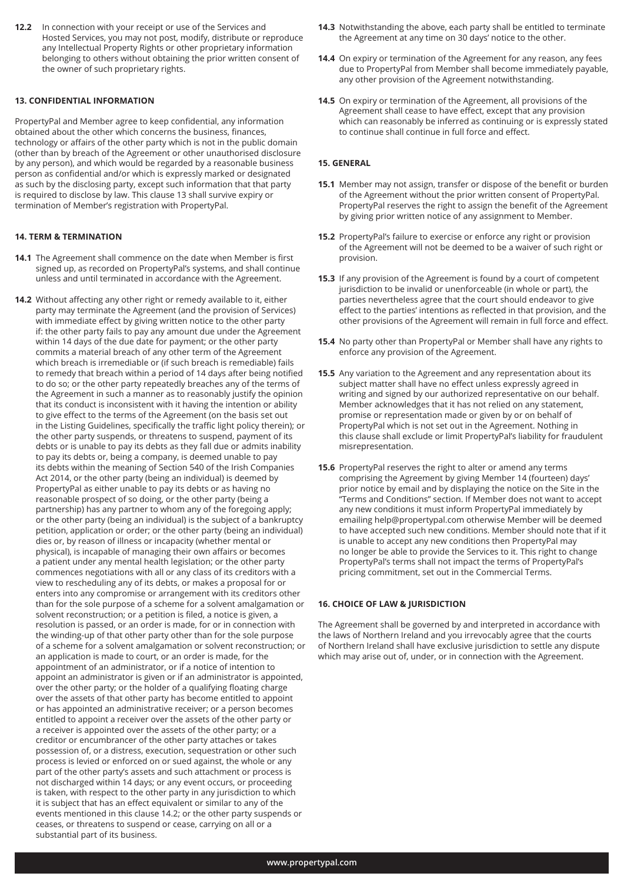**12.2** In connection with your receipt or use of the Services and Hosted Services, you may not post, modify, distribute or reproduce any Intellectual Property Rights or other proprietary information belonging to others without obtaining the prior written consent of the owner of such proprietary rights.

**13. CONFIDENTIAL INFORMATION**

PropertyPal and Member agree to keep confidential, any information obtained about the other which concerns the business, finances, technology or affairs of the other party which is not in the public domain (other than by breach of the Agreement or other unauthorised disclosure by any person), and which would be regarded by a reasonable business person as confidential and/or which is expressly marked or designated as such by the disclosing party, except such information that that party is required to disclose by law. This clause 13 shall survive expiry or termination of Member's registration with PropertyPal.

**14. TERM & TERMINATION**

**14.1** The Agreement shall commence on the date when Member is first signed up, as recorded on PropertyPal's systems, and shall continue unless and until terminated in accordance with the Agreement.

**14.2** Without affecting any other right or remedy available to it, either party may terminate the Agreement (and the provision of Services) with immediate effect by giving written notice to the other party if: the other party fails to pay any amount due under the Agreement within 14 days of the due date for payment; or the other party commits a material breach of any other term of the Agreement which breach is irremediable or (if such breach is remediable) fails to remedy that breach within a period of 14 days after being notified to do so; or the other party repeatedly breaches any of the terms of the Agreement in such a manner as to reasonably justify the opinion that its conduct is inconsistent with it having the intention or ability to give effect to the terms of the Agreement (on the basis set out in the Listing Guidelines, specifically the traffic light policy therein); or the other party suspends, or threatens to suspend, payment of its debts or is unable to pay its debts as they fall due or admits inability to pay its debts or, being a company, is deemed unable to pay its debts within the meaning of Section 540 of the Irish Companies Act 2014, or the other party (being an individual) is deemed by PropertyPal as either unable to pay its debts or as having no reasonable prospect of so doing, or the other party (being a partnership) has any partner to whom any of the foregoing apply; or the other party (being an individual) is the subject of a bankruptcy petition, application or order; or the other party (being an individual) dies or, by reason of illness or incapacity (whether mental or physical), is incapable of managing their own affairs or becomes a patient under any mental health legislation; or the other party commences negotiations with all or any class of its creditors with a view to rescheduling any of its debts, or makes a proposal for or enters into any compromise or arrangement with its creditors other than for the sole purpose of a scheme for a solvent amalgamation or solvent reconstruction; or a petition is filed, a notice is given, a resolution is passed, or an order is made, for or in connection with the winding-up of that other party other than for the sole purpose of a scheme for a solvent amalgamation or solvent reconstruction; or an application is made to court, or an order is made, for the appointment of an administrator, or if a notice of intention to appoint an administrator is given or if an administrator is appointed, over the other party; or the holder of a qualifying floating charge over the assets of that other party has become entitled to appoint or has appointed an administrative receiver; or a person becomes entitled to appoint a receiver over the assets of the other party or a receiver is appointed over the assets of the other party; or a creditor or encumbrancer of the other party attaches or takes possession of, or a distress, execution, sequestration or other such process is levied or enforced on or sued against, the whole or any part of the other party's assets and such attachment or process is not discharged within 14 days; or any event occurs, or proceeding is taken, with respect to the other party in any jurisdiction to which it is subject that has an effect equivalent or similar to any of the events mentioned in this clause 14.2; or the other party suspends or ceases, or threatens to suspend or cease, carrying on all or a substantial part of its business.

**14.3** Notwithstanding the above, each party shall be entitled to terminate the Agreement at any time on 30 days' notice to the other.

**14.4** On expiry or termination of the Agreement for any reason, any fees due to PropertyPal from Member shall become immediately payable, any other provision of the Agreement notwithstanding.

**14.5** On expiry or termination of the Agreement, all provisions of the Agreement shall cease to have effect, except that any provision which can reasonably be inferred as continuing or is expressly stated to continue shall continue in full force and effect.

**15. GENERAL**

**15.1** Member may not assign, transfer or dispose of the benefit or burden of the Agreement without the prior written consent of PropertyPal. PropertyPal reserves the right to assign the benefit of the Agreement by giving prior written notice of any assignment to Member.

**15.2** PropertyPal's failure to exercise or enforce any right or provision of the Agreement will not be deemed to be a waiver of such right or provision.

**15.3** If any provision of the Agreement is found by a court of competent jurisdiction to be invalid or unenforceable (in whole or part), the parties nevertheless agree that the court should endeavor to give effect to the parties' intentions as reflected in that provision, and the other provisions of the Agreement will remain in full force and effect.

**15.4** No party other than PropertyPal or Member shall have any rights to enforce any provision of the Agreement.

**15.5** Any variation to the Agreement and any representation about its subject matter shall have no effect unless expressly agreed in writing and signed by our authorized representative on our behalf. Member acknowledges that it has not relied on any statement, promise or representation made or given by or on behalf of PropertyPal which is not set out in the Agreement. Nothing in this clause shall exclude or limit PropertyPal's liability for fraudulent misrepresentation.

**15.6** PropertyPal reserves the right to alter or amend any terms comprising the Agreement by giving Member 14 (fourteen) days' prior notice by email and by displaying the notice on the Site in the "Terms and Conditions" section. If Member does not want to accept any new conditions it must inform PropertyPal immediately by emailing help@propertypal.com otherwise Member will be deemed to have accepted such new conditions. Member should note that if it is unable to accept any new conditions then PropertyPal may no longer be able to provide the Services to it. This right to change PropertyPal's terms shall not impact the terms of PropertyPal's pricing commitment, set out in the Commercial Terms.

**16. CHOICE OF LAW & JURISDICTION**

The Agreement shall be governed by and interpreted in accordance with the laws of Northern Ireland and you irrevocably agree that the courts of Northern Ireland shall have exclusive jurisdiction to settle any dispute which may arise out of, under, or in connection with the Agreement.